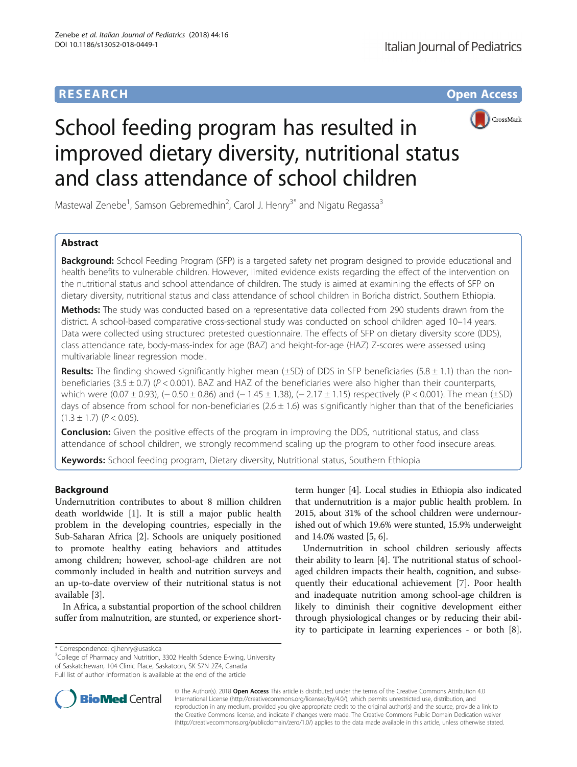RESEARCH Open Access

# School feeding program has resulted in improved dietary diversity, nutritional status and class attendance of school children

Mastewal Zenebe[1], Samson Gebremedhin[2], Carol J. Henry[3*] and Nigatu Regassa[3]

## Abstract

**Background:** School Feeding Program (SFP) is a targeted safety net program designed to provide educational and health benefits to vulnerable children. However, limited evidence exists regarding the effect of the intervention on the nutritional status and school attendance of children. The study is aimed at examining the effects of SFP on dietary diversity, nutritional status and class attendance of school children in Boricha district, Southern Ethiopia.

**Methods:** The study was conducted based on a representative data collected from 290 students drawn from the district. A school-based comparative cross-sectional study was conducted on school children aged 10–14 years. Data were collected using structured pretested questionnaire. The effects of SFP on dietary diversity score (DDS), class attendance rate, body-mass-index for age (BAZ) and height-for-age (HAZ) Z-scores were assessed using multivariable linear regression model.

**Results:** The finding showed significantly higher mean (±SD) of DDS in SFP beneficiaries (5.8 ± 1.1) than the non-beneficiaries (3.5 ± 0.7) ($P < 0.001$). BAZ and HAZ of the beneficiaries were also higher than their counterparts, which were (0.07 ± 0.93), (− 0.50 ± 0.86) and (− 1.45 ± 1.38), (− 2.17 ± 1.15) respectively ($P < 0.001$). The mean (±SD) days of absence from school for non-beneficiaries (2.6 ± 1.6) was significantly higher than that of the beneficiaries (1.3 ± 1.7) ($P < 0.05$).

**Conclusion:** Given the positive effects of the program in improving the DDS, nutritional status, and class attendance of school children, we strongly recommend scaling up the program to other food insecure areas.

**Keywords:** School feeding program, Dietary diversity, Nutritional status, Southern Ethiopia

## Background

Undernutrition contributes to about 8 million children death worldwide [1]. It is still a major public health problem in the developing countries, especially in the Sub-Saharan Africa [2]. Schools are uniquely positioned to promote healthy eating behaviors and attitudes among children; however, school-age children are not commonly included in health and nutrition surveys and an up-to-date overview of their nutritional status is not available [3].

In Africa, a substantial proportion of the school children suffer from malnutrition, are stunted, or experience short-term hunger [4]. Local studies in Ethiopia also indicated that undernutrition is a major public health problem. In 2015, about 31% of the school children were undernourished out of which 19.6% were stunted, 15.9% underweight and 14.0% wasted [5, 6].

Undernutrition in school children seriously affects their ability to learn [4]. The nutritional status of school-aged children impacts their health, cognition, and subsequently their educational achievement [7]. Poor health and inadequate nutrition among school-age children is likely to diminish their cognitive development either through physiological changes or by reducing their ability to participate in learning experiences - or both [8].

\* Correspondence: cj.henry@usask.ca
[3]College of Pharmacy and Nutrition, 3302 Health Science E-wing, University of Saskatchewan, 104 Clinic Place, Saskatoon, SK S7N 2Z4, Canada
Full list of author information is available at the end of the article

© The Author(s). 2018 **Open Access** This article is distributed under the terms of the Creative Commons Attribution 4.0 International License (http://creativecommons.org/licenses/by/4.0/), which permits unrestricted use, distribution, and reproduction in any medium, provided you give appropriate credit to the original author(s) and the source, provide a link to the Creative Commons license, and indicate if changes were made. The Creative Commons Public Domain Dedication waiver (http://creativecommons.org/publicdomain/zero/1.0/) applies to the data made available in this article, unless otherwise stated.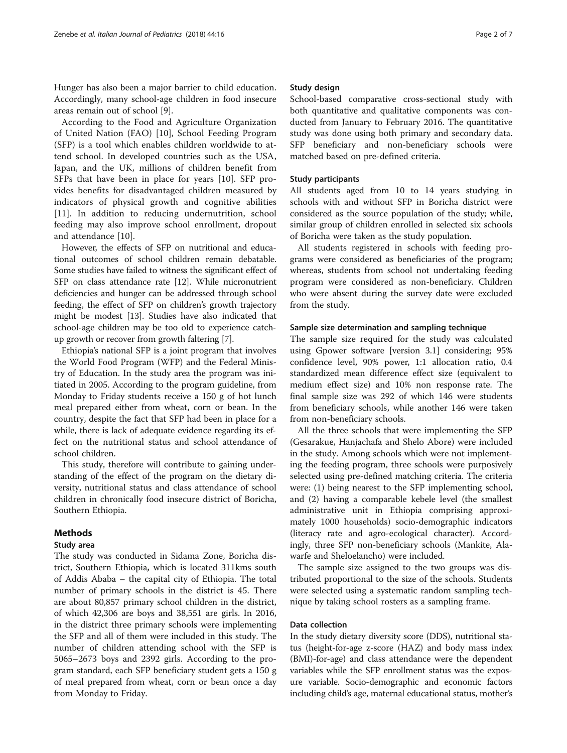Hunger has also been a major barrier to child education. Accordingly, many school-age children in food insecure areas remain out of school [9].

According to the Food and Agriculture Organization of United Nation (FAO) [10], School Feeding Program (SFP) is a tool which enables children worldwide to attend school. In developed countries such as the USA, Japan, and the UK, millions of children benefit from SFPs that have been in place for years [10]. SFP provides benefits for disadvantaged children measured by indicators of physical growth and cognitive abilities [11]. In addition to reducing undernutrition, school feeding may also improve school enrollment, dropout and attendance [10].

However, the effects of SFP on nutritional and educational outcomes of school children remain debatable. Some studies have failed to witness the significant effect of SFP on class attendance rate [12]. While micronutrient deficiencies and hunger can be addressed through school feeding, the effect of SFP on children's growth trajectory might be modest [13]. Studies have also indicated that school-age children may be too old to experience catch-up growth or recover from growth faltering [7].

Ethiopia's national SFP is a joint program that involves the World Food Program (WFP) and the Federal Ministry of Education. In the study area the program was initiated in 2005. According to the program guideline, from Monday to Friday students receive a 150 g of hot lunch meal prepared either from wheat, corn or bean. In the country, despite the fact that SFP had been in place for a while, there is lack of adequate evidence regarding its effect on the nutritional status and school attendance of school children.

This study, therefore will contribute to gaining understanding of the effect of the program on the dietary diversity, nutritional status and class attendance of school children in chronically food insecure district of Boricha, Southern Ethiopia.

## Methods

### Study area

The study was conducted in Sidama Zone, Boricha district, Southern Ethiopia, which is located 311kms south of Addis Ababa – the capital city of Ethiopia. The total number of primary schools in the district is 45. There are about 80,857 primary school children in the district, of which 42,306 are boys and 38,551 are girls. In 2016, in the district three primary schools were implementing the SFP and all of them were included in this study. The number of children attending school with the SFP is 5065–2673 boys and 2392 girls. According to the program standard, each SFP beneficiary student gets a 150 g of meal prepared from wheat, corn or bean once a day from Monday to Friday.

### Study design

School-based comparative cross-sectional study with both quantitative and qualitative components was conducted from January to February 2016. The quantitative study was done using both primary and secondary data. SFP beneficiary and non-beneficiary schools were matched based on pre-defined criteria.

### Study participants

All students aged from 10 to 14 years studying in schools with and without SFP in Boricha district were considered as the source population of the study; while, similar group of children enrolled in selected six schools of Boricha were taken as the study population.

All students registered in schools with feeding programs were considered as beneficiaries of the program; whereas, students from school not undertaking feeding program were considered as non-beneficiary. Children who were absent during the survey date were excluded from the study.

### Sample size determination and sampling technique

The sample size required for the study was calculated using Gpower software [version 3.1] considering; 95% confidence level, 90% power, 1:1 allocation ratio, 0.4 standardized mean difference effect size (equivalent to medium effect size) and 10% non response rate. The final sample size was 292 of which 146 were students from beneficiary schools, while another 146 were taken from non-beneficiary schools.

All the three schools that were implementing the SFP (Gesarakue, Hanjachafa and Shelo Abore) were included in the study. Among schools which were not implementing the feeding program, three schools were purposively selected using pre-defined matching criteria. The criteria were: (1) being nearest to the SFP implementing school, and (2) having a comparable kebele level (the smallest administrative unit in Ethiopia comprising approximately 1000 households) socio-demographic indicators (literacy rate and agro-ecological character). Accordingly, three SFP non-beneficiary schools (Mankite, Alawarfe and Sheloelancho) were included.

The sample size assigned to the two groups was distributed proportional to the size of the schools. Students were selected using a systematic random sampling technique by taking school rosters as a sampling frame.

### Data collection

In the study dietary diversity score (DDS), nutritional status (height-for-age z-score (HAZ) and body mass index (BMI)-for-age) and class attendance were the dependent variables while the SFP enrollment status was the exposure variable. Socio-demographic and economic factors including child's age, maternal educational status, mother's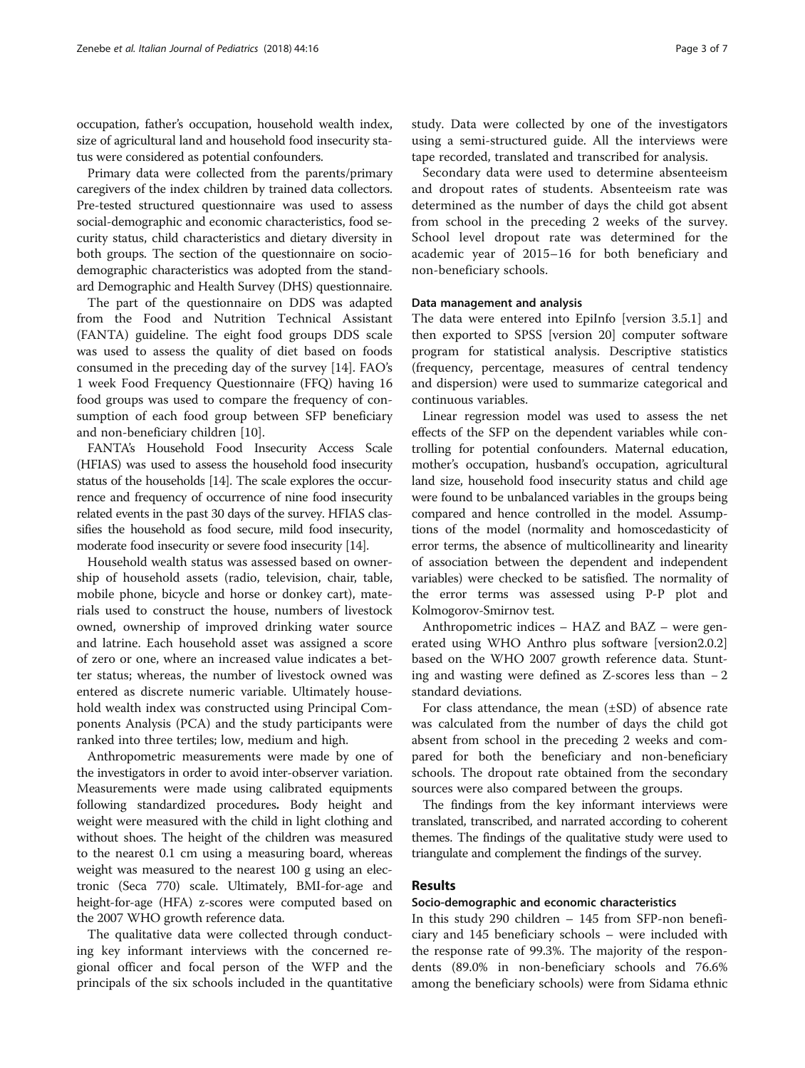occupation, father's occupation, household wealth index, size of agricultural land and household food insecurity status were considered as potential confounders.

Primary data were collected from the parents/primary caregivers of the index children by trained data collectors. Pre-tested structured questionnaire was used to assess social-demographic and economic characteristics, food security status, child characteristics and dietary diversity in both groups. The section of the questionnaire on socio-demographic characteristics was adopted from the standard Demographic and Health Survey (DHS) questionnaire.

The part of the questionnaire on DDS was adapted from the Food and Nutrition Technical Assistant (FANTA) guideline. The eight food groups DDS scale was used to assess the quality of diet based on foods consumed in the preceding day of the survey [14]. FAO's 1 week Food Frequency Questionnaire (FFQ) having 16 food groups was used to compare the frequency of consumption of each food group between SFP beneficiary and non-beneficiary children [10].

FANTA's Household Food Insecurity Access Scale (HFIAS) was used to assess the household food insecurity status of the households [14]. The scale explores the occurrence and frequency of occurrence of nine food insecurity related events in the past 30 days of the survey. HFIAS classifies the household as food secure, mild food insecurity, moderate food insecurity or severe food insecurity [14].

Household wealth status was assessed based on ownership of household assets (radio, television, chair, table, mobile phone, bicycle and horse or donkey cart), materials used to construct the house, numbers of livestock owned, ownership of improved drinking water source and latrine. Each household asset was assigned a score of zero or one, where an increased value indicates a better status; whereas, the number of livestock owned was entered as discrete numeric variable. Ultimately household wealth index was constructed using Principal Components Analysis (PCA) and the study participants were ranked into three tertiles; low, medium and high.

Anthropometric measurements were made by one of the investigators in order to avoid inter-observer variation. Measurements were made using calibrated equipments following standardized procedures**.** Body height and weight were measured with the child in light clothing and without shoes. The height of the children was measured to the nearest 0.1 cm using a measuring board, whereas weight was measured to the nearest 100 g using an electronic (Seca 770) scale. Ultimately, BMI-for-age and height-for-age (HFA) z-scores were computed based on the 2007 WHO growth reference data.

The qualitative data were collected through conducting key informant interviews with the concerned regional officer and focal person of the WFP and the principals of the six schools included in the quantitative study. Data were collected by one of the investigators using a semi-structured guide. All the interviews were tape recorded, translated and transcribed for analysis.

Secondary data were used to determine absenteeism and dropout rates of students. Absenteeism rate was determined as the number of days the child got absent from school in the preceding 2 weeks of the survey. School level dropout rate was determined for the academic year of 2015–16 for both beneficiary and non-beneficiary schools.

#### Data management and analysis

The data were entered into EpiInfo [version 3.5.1] and then exported to SPSS [version 20] computer software program for statistical analysis. Descriptive statistics (frequency, percentage, measures of central tendency and dispersion) were used to summarize categorical and continuous variables.

Linear regression model was used to assess the net effects of the SFP on the dependent variables while controlling for potential confounders. Maternal education, mother's occupation, husband's occupation, agricultural land size, household food insecurity status and child age were found to be unbalanced variables in the groups being compared and hence controlled in the model. Assumptions of the model (normality and homoscedasticity of error terms, the absence of multicollinearity and linearity of association between the dependent and independent variables) were checked to be satisfied. The normality of the error terms was assessed using P-P plot and Kolmogorov-Smirnov test.

Anthropometric indices – HAZ and BAZ – were generated using WHO Anthro plus software [version2.0.2] based on the WHO 2007 growth reference data. Stunting and wasting were defined as Z-scores less than $-2$ standard deviations.

For class attendance, the mean ($\pm$SD) of absence rate was calculated from the number of days the child got absent from school in the preceding 2 weeks and compared for both the beneficiary and non-beneficiary schools. The dropout rate obtained from the secondary sources were also compared between the groups.

The findings from the key informant interviews were translated, transcribed, and narrated according to coherent themes. The findings of the qualitative study were used to triangulate and complement the findings of the survey.

## Results

#### Socio-demographic and economic characteristics

In this study 290 children – 145 from SFP-non beneficiary and 145 beneficiary schools – were included with the response rate of 99.3%. The majority of the respondents (89.0% in non-beneficiary schools and 76.6% among the beneficiary schools) were from Sidama ethnic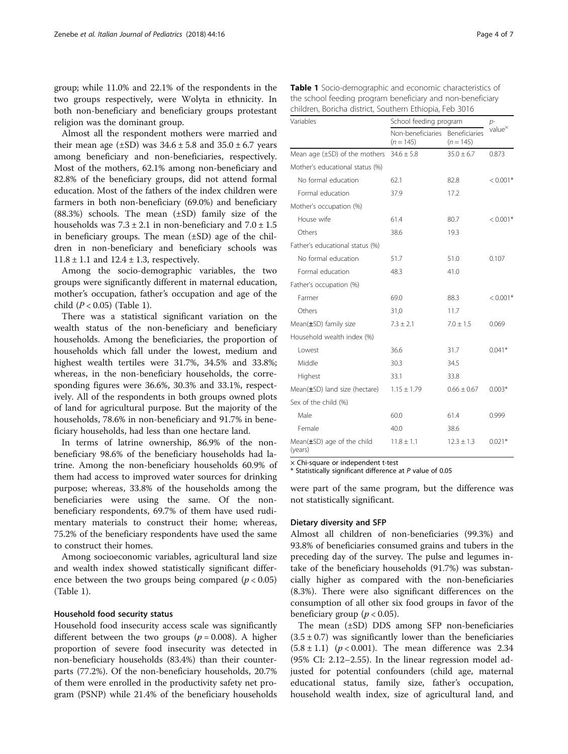group; while 11.0% and 22.1% of the respondents in the two groups respectively, were Wolyta in ethnicity. In both non-beneficiary and beneficiary groups protestant religion was the dominant group.

Almost all the respondent mothers were married and their mean age (±SD) was 34.6 ± 5.8 and 35.0 ± 6.7 years among beneficiary and non-beneficiaries, respectively. Most of the mothers, 62.1% among non-beneficiary and 82.8% of the beneficiary groups, did not attend formal education. Most of the fathers of the index children were farmers in both non-beneficiary (69.0%) and beneficiary (88.3%) schools. The mean (±SD) family size of the households was 7.3 ± 2.1 in non-beneficiary and 7.0 ± 1.5 in beneficiary groups. The mean (±SD) age of the children in non-beneficiary and beneficiary schools was 11.8 ± 1.1 and 12.4 ± 1.3, respectively.

Among the socio-demographic variables, the two groups were significantly different in maternal education, mother's occupation, father's occupation and age of the child ($P < 0.05$) (Table 1).

There was a statistical significant variation on the wealth status of the non-beneficiary and beneficiary households. Among the beneficiaries, the proportion of households which fall under the lowest, medium and highest wealth tertiles were 31.7%, 34.5% and 33.8%; whereas, in the non-beneficiary households, the corresponding figures were 36.6%, 30.3% and 33.1%, respectively. All of the respondents in both groups owned plots of land for agricultural purpose. But the majority of the households, 78.6% in non-beneficiary and 91.7% in beneficiary households, had less than one hectare land.

In terms of latrine ownership, 86.9% of the non-beneficiary 98.6% of the beneficiary households had latrine. Among the non-beneficiary households 60.9% of them had access to improved water sources for drinking purpose; whereas, 33.8% of the households among the beneficiaries were using the same. Of the non-beneficiary respondents, 69.7% of them have used rudimentary materials to construct their home; whereas, 75.2% of the beneficiary respondents have used the same to construct their homes.

Among socioeconomic variables, agricultural land size and wealth index showed statistically significant difference between the two groups being compared ($p < 0.05$) (Table 1).

### Household food security status

Household food insecurity access scale was significantly different between the two groups ($p = 0.008$). A higher proportion of severe food insecurity was detected in non-beneficiary households (83.4%) than their counterparts (77.2%). Of the non-beneficiary households, 20.7% of them were enrolled in the productivity safety net program (PSNP) while 21.4% of the beneficiary households were part of the same program, but the difference was not statistically significant.

**Table 1** Socio-demographic and economic characteristics of the school feeding program beneficiary and non-beneficiary children, Boricha district, Southern Ethiopia, Feb 3016

| Variables | School feeding program | | p-value[×] |
|---|---|---|---|
| | Non-beneficiaries (n = 145) | Beneficiaries (n = 145) | |
| Mean age (±SD) of the mothers | 34.6 ± 5.8 | 35.0 ± 6.7 | 0.873 |
| Mother's educational status (%) | | | |
| No formal education | 62.1 | 82.8 | < 0.001* |
| Formal education | 37.9 | 17.2 | |
| Mother's occupation (%) | | | |
| House wife | 61.4 | 80.7 | < 0.001* |
| Others | 38.6 | 19.3 | |
| Father's educational status (%) | | | |
| No formal education | 51.7 | 51.0 | 0.107 |
| Formal education | 48.3 | 41.0 | |
| Father's occupation (%) | | | |
| Farmer | 69.0 | 88.3 | < 0.001* |
| Others | 31,0 | 11.7 | |
| Mean(±SD) family size | 7.3 ± 2.1 | 7.0 ± 1.5 | 0.069 |
| Household wealth index (%) | | | |
| Lowest | 36.6 | 31.7 | 0.041* |
| Middle | 30.3 | 34.5 | |
| Highest | 33.1 | 33.8 | |
| Mean(±SD) land size (hectare) | 1.15 ± 1.79 | 0.66 ± 0.67 | 0.003* |
| Sex of the child (%) | | | |
| Male | 60.0 | 61.4 | 0.999 |
| Female | 40.0 | 38.6 | |
| Mean(±SD) age of the child (years) | 11.8 ± 1.1 | 12.3 ± 1.3 | 0.021* |

× Chi-square or independent t-test

\* Statistically significant difference at P value of 0.05

### Dietary diversity and SFP

Almost all children of non-beneficiaries (99.3%) and 93.8% of beneficiaries consumed grains and tubers in the preceding day of the survey. The pulse and legumes intake of the beneficiary households (91.7%) was substancially higher as compared with the non-beneficiaries (8.3%). There were also significant differences on the consumption of all other six food groups in favor of the beneficiary group ($p < 0.05$).

The mean (±SD) DDS among SFP non-beneficiaries (3.5 ± 0.7) was significantly lower than the beneficiaries (5.8 ± 1.1) ($p < 0.001$). The mean difference was 2.34 (95% CI: 2.12–2.55). In the linear regression model adjusted for potential confounders (child age, maternal educational status, family size, father's occupation, household wealth index, size of agricultural land, and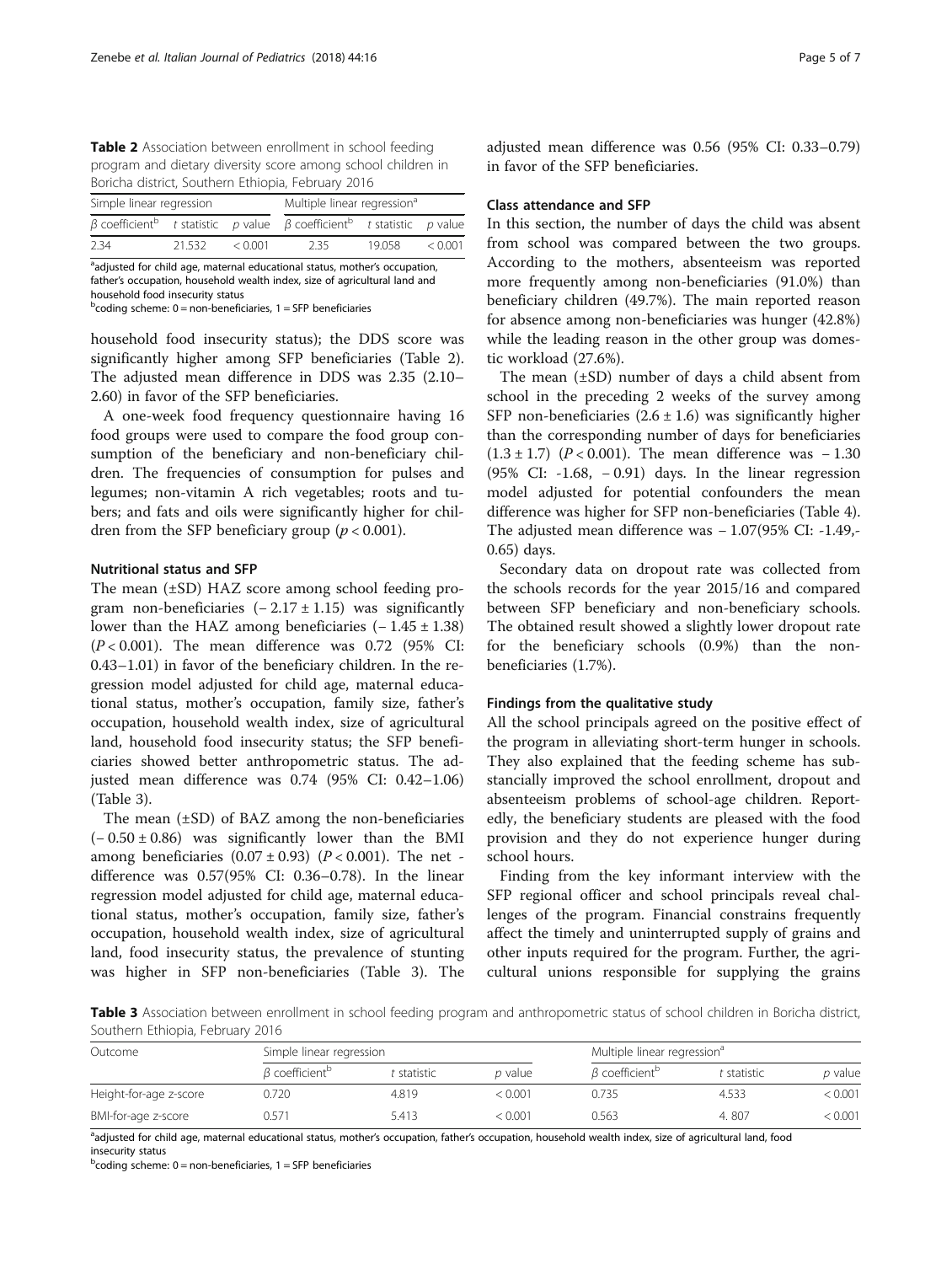**Table 2** Association between enrollment in school feeding program and dietary diversity score among school children in Boricha district, Southern Ethiopia, February 2016

| Simple linear regression | | | Multiple linear regression[a] | | |
|---|---|---|---|---|---|
| β coefficient[b] | t statistic | p value | β coefficient[b] | t statistic | p value |
| 2.34 | 21.532 | < 0.001 | 2.35 | 19.058 | < 0.001 |

[a]adjusted for child age, maternal educational status, mother's occupation, father's occupation, household wealth index, size of agricultural land and household food insecurity status

[b]coding scheme: 0 = non-beneficiaries, 1 = SFP beneficiaries

household food insecurity status); the DDS score was significantly higher among SFP beneficiaries (Table 2). The adjusted mean difference in DDS was 2.35 (2.10–2.60) in favor of the SFP beneficiaries.

A one-week food frequency questionnaire having 16 food groups were used to compare the food group consumption of the beneficiary and non-beneficiary children. The frequencies of consumption for pulses and legumes; non-vitamin A rich vegetables; roots and tubers; and fats and oils were significantly higher for children from the SFP beneficiary group ($p < 0.001$).

### Nutritional status and SFP

The mean (±SD) HAZ score among school feeding program non-beneficiaries (− 2.17 ± 1.15) was significantly lower than the HAZ among beneficiaries (− 1.45 ± 1.38) ($P < 0.001$). The mean difference was 0.72 (95% CI: 0.43–1.01) in favor of the beneficiary children. In the regression model adjusted for child age, maternal educational status, mother's occupation, family size, father's occupation, household wealth index, size of agricultural land, household food insecurity status; the SFP beneficiaries showed better anthropometric status. The adjusted mean difference was 0.74 (95% CI: 0.42–1.06) (Table 3).

The mean (±SD) of BAZ among the non-beneficiaries (− 0.50 ± 0.86) was significantly lower than the BMI among beneficiaries (0.07 ± 0.93) ($P < 0.001$). The net - difference was 0.57(95% CI: 0.36–0.78). In the linear regression model adjusted for child age, maternal educational status, mother's occupation, family size, father's occupation, household wealth index, size of agricultural land, food insecurity status, the prevalence of stunting was higher in SFP non-beneficiaries (Table 3). The adjusted mean difference was 0.56 (95% CI: 0.33–0.79) in favor of the SFP beneficiaries.

### Class attendance and SFP

In this section, the number of days the child was absent from school was compared between the two groups. According to the mothers, absenteeism was reported more frequently among non-beneficiaries (91.0%) than beneficiary children (49.7%). The main reported reason for absence among non-beneficiaries was hunger (42.8%) while the leading reason in the other group was domestic workload (27.6%).

The mean (±SD) number of days a child absent from school in the preceding 2 weeks of the survey among SFP non-beneficiaries (2.6 ± 1.6) was significantly higher than the corresponding number of days for beneficiaries (1.3 ± 1.7) ($P < 0.001$). The mean difference was − 1.30 (95% CI: -1.68, − 0.91) days. In the linear regression model adjusted for potential confounders the mean difference was higher for SFP non-beneficiaries (Table 4). The adjusted mean difference was − 1.07(95% CI: -1.49,-0.65) days.

Secondary data on dropout rate was collected from the schools records for the year 2015/16 and compared between SFP beneficiary and non-beneficiary schools. The obtained result showed a slightly lower dropout rate for the beneficiary schools (0.9%) than the non-beneficiaries (1.7%).

### Findings from the qualitative study

All the school principals agreed on the positive effect of the program in alleviating short-term hunger in schools. They also explained that the feeding scheme has substancially improved the school enrollment, dropout and absenteeism problems of school-age children. Reportedly, the beneficiary students are pleased with the food provision and they do not experience hunger during school hours.

Finding from the key informant interview with the SFP regional officer and school principals reveal challenges of the program. Financial constrains frequently affect the timely and uninterrupted supply of grains and other inputs required for the program. Further, the agricultural unions responsible for supplying the grains

**Table 3** Association between enrollment in school feeding program and anthropometric status of school children in Boricha district, Southern Ethiopia, February 2016

| Outcome | Simple linear regression | | | Multiple linear regression[a] | | |
|---|---|---|---|---|---|---|
| | β coefficient[b] | t statistic | p value | β coefficient[b] | t statistic | p value |
| Height-for-age z-score | 0.720 | 4.819 | < 0.001 | 0.735 | 4.533 | < 0.001 |
| BMI-for-age z-score | 0.571 | 5.413 | < 0.001 | 0.563 | 4. 807 | < 0.001 |

[a]adjusted for child age, maternal educational status, mother's occupation, father's occupation, household wealth index, size of agricultural land, food insecurity status

[b]coding scheme: 0 = non-beneficiaries, 1 = SFP beneficiaries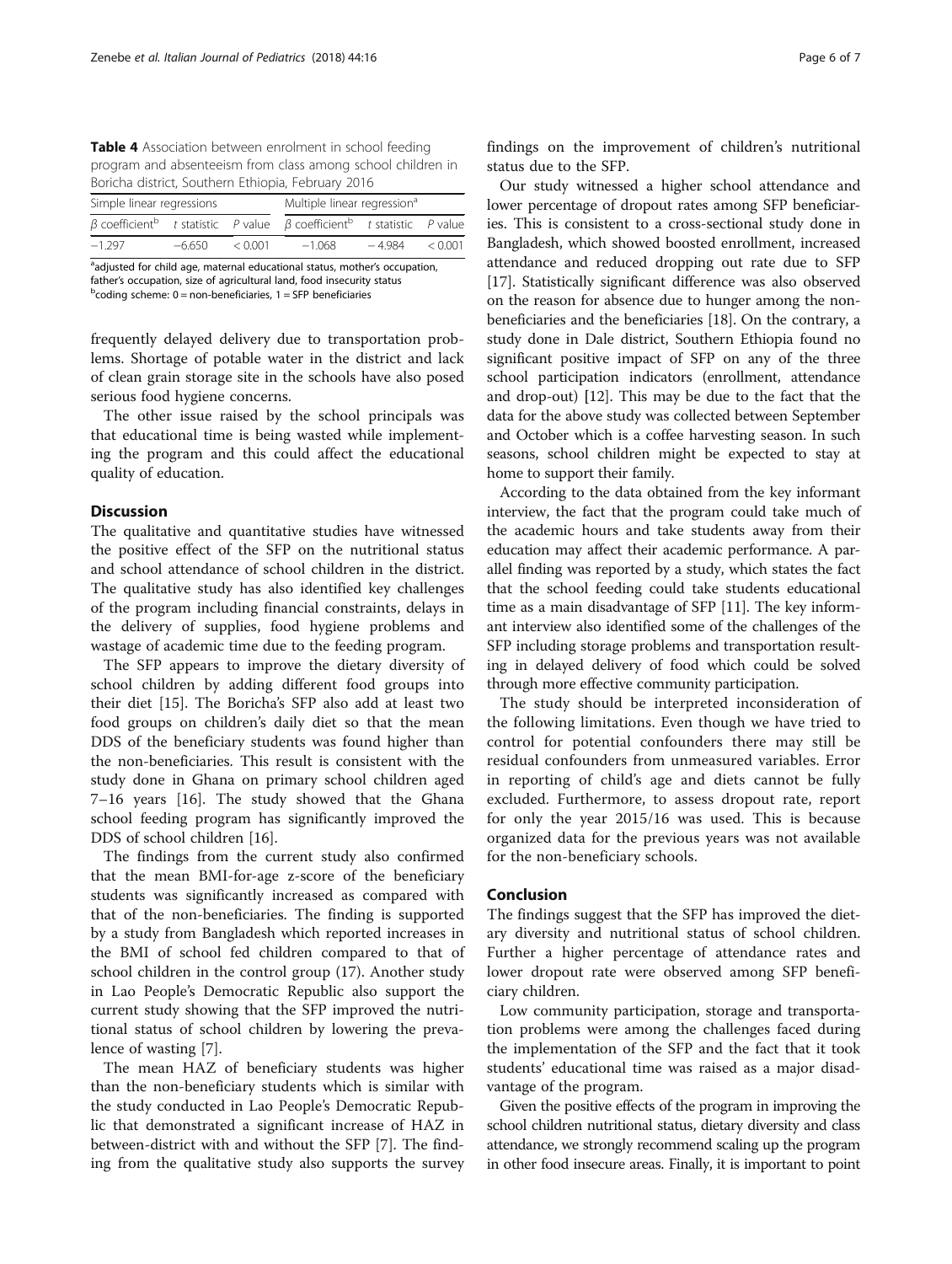**Table 4** Association between enrolment in school feeding program and absenteeism from class among school children in Boricha district, Southern Ethiopia, February 2016

| Simple linear regressions | | | Multiple linear regression[a] | | |
|---|---|---|---|---|---|
| β coefficient[b] | t statistic | P value | β coefficient[b] | t statistic | P value |
| −1.297 | −6.650 | < 0.001 | −1.068 | − 4.984 | < 0.001 |

[a]adjusted for child age, maternal educational status, mother's occupation, father's occupation, size of agricultural land, food insecurity status
[b]coding scheme: 0 = non-beneficiaries, 1 = SFP beneficiaries

frequently delayed delivery due to transportation problems. Shortage of potable water in the district and lack of clean grain storage site in the schools have also posed serious food hygiene concerns.

The other issue raised by the school principals was that educational time is being wasted while implementing the program and this could affect the educational quality of education.

## Discussion

The qualitative and quantitative studies have witnessed the positive effect of the SFP on the nutritional status and school attendance of school children in the district. The qualitative study has also identified key challenges of the program including financial constraints, delays in the delivery of supplies, food hygiene problems and wastage of academic time due to the feeding program.

The SFP appears to improve the dietary diversity of school children by adding different food groups into their diet [15]. The Boricha's SFP also add at least two food groups on children's daily diet so that the mean DDS of the beneficiary students was found higher than the non-beneficiaries. This result is consistent with the study done in Ghana on primary school children aged 7–16 years [16]. The study showed that the Ghana school feeding program has significantly improved the DDS of school children [16].

The findings from the current study also confirmed that the mean BMI-for-age z-score of the beneficiary students was significantly increased as compared with that of the non-beneficiaries. The finding is supported by a study from Bangladesh which reported increases in the BMI of school fed children compared to that of school children in the control group (17). Another study in Lao People's Democratic Republic also support the current study showing that the SFP improved the nutritional status of school children by lowering the prevalence of wasting [7].

The mean HAZ of beneficiary students was higher than the non-beneficiary students which is similar with the study conducted in Lao People's Democratic Republic that demonstrated a significant increase of HAZ in between-district with and without the SFP [7]. The finding from the qualitative study also supports the survey findings on the improvement of children's nutritional status due to the SFP.

Our study witnessed a higher school attendance and lower percentage of dropout rates among SFP beneficiaries. This is consistent to a cross-sectional study done in Bangladesh, which showed boosted enrollment, increased attendance and reduced dropping out rate due to SFP [17]. Statistically significant difference was also observed on the reason for absence due to hunger among the non-beneficiaries and the beneficiaries [18]. On the contrary, a study done in Dale district, Southern Ethiopia found no significant positive impact of SFP on any of the three school participation indicators (enrollment, attendance and drop-out) [12]. This may be due to the fact that the data for the above study was collected between September and October which is a coffee harvesting season. In such seasons, school children might be expected to stay at home to support their family.

According to the data obtained from the key informant interview, the fact that the program could take much of the academic hours and take students away from their education may affect their academic performance. A parallel finding was reported by a study, which states the fact that the school feeding could take students educational time as a main disadvantage of SFP [11]. The key informant interview also identified some of the challenges of the SFP including storage problems and transportation resulting in delayed delivery of food which could be solved through more effective community participation.

The study should be interpreted inconsideration of the following limitations. Even though we have tried to control for potential confounders there may still be residual confounders from unmeasured variables. Error in reporting of child's age and diets cannot be fully excluded. Furthermore, to assess dropout rate, report for only the year 2015/16 was used. This is because organized data for the previous years was not available for the non-beneficiary schools.

## Conclusion

The findings suggest that the SFP has improved the dietary diversity and nutritional status of school children. Further a higher percentage of attendance rates and lower dropout rate were observed among SFP beneficiary children.

Low community participation, storage and transportation problems were among the challenges faced during the implementation of the SFP and the fact that it took students' educational time was raised as a major disadvantage of the program.

Given the positive effects of the program in improving the school children nutritional status, dietary diversity and class attendance, we strongly recommend scaling up the program in other food insecure areas. Finally, it is important to point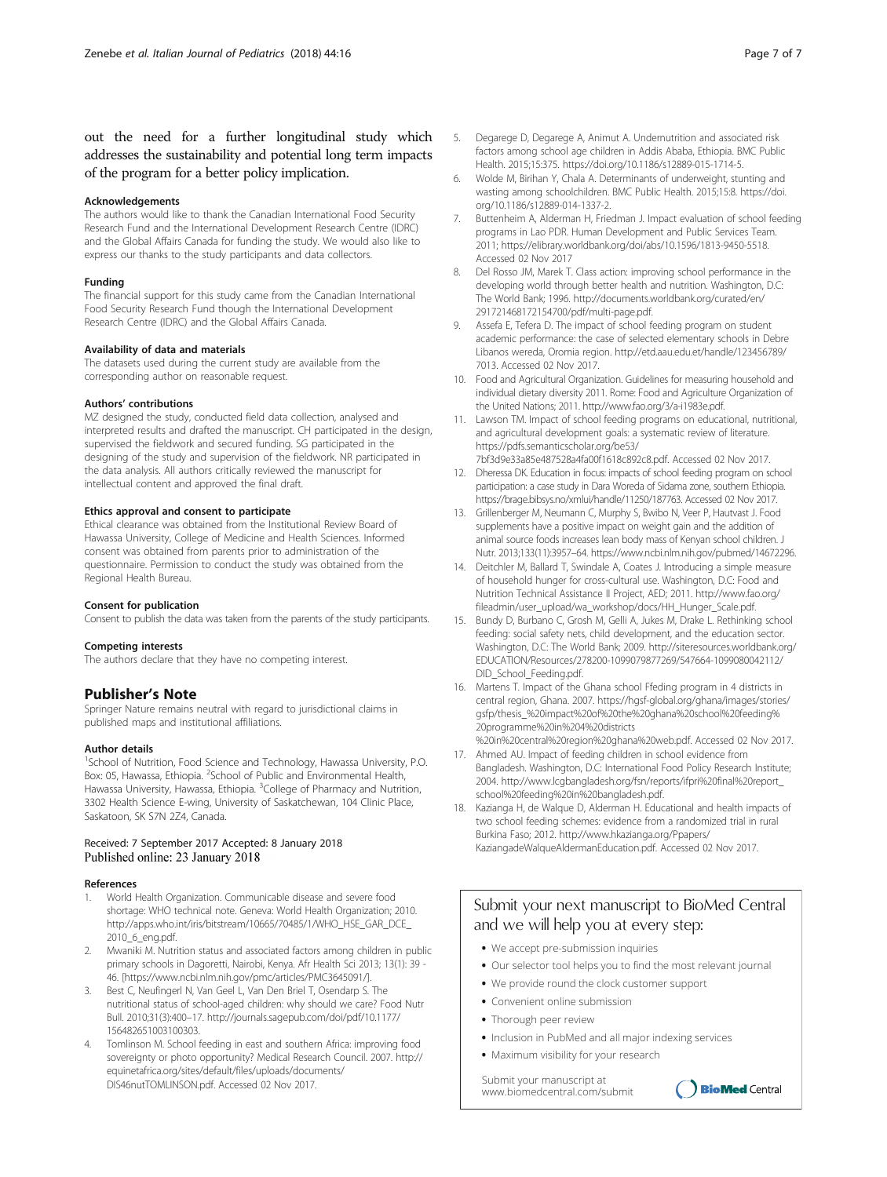out the need for a further longitudinal study which addresses the sustainability and potential long term impacts of the program for a better policy implication.

### Acknowledgements

The authors would like to thank the Canadian International Food Security Research Fund and the International Development Research Centre (IDRC) and the Global Affairs Canada for funding the study. We would also like to express our thanks to the study participants and data collectors.

### Funding

The financial support for this study came from the Canadian International Food Security Research Fund though the International Development Research Centre (IDRC) and the Global Affairs Canada.

### Availability of data and materials

The datasets used during the current study are available from the corresponding author on reasonable request.

### Authors' contributions

MZ designed the study, conducted field data collection, analysed and interpreted results and drafted the manuscript. CH participated in the design, supervised the fieldwork and secured funding. SG participated in the designing of the study and supervision of the fieldwork. NR participated in the data analysis. All authors critically reviewed the manuscript for intellectual content and approved the final draft.

### Ethics approval and consent to participate

Ethical clearance was obtained from the Institutional Review Board of Hawassa University, College of Medicine and Health Sciences. Informed consent was obtained from parents prior to administration of the questionnaire. Permission to conduct the study was obtained from the Regional Health Bureau.

### Consent for publication

Consent to publish the data was taken from the parents of the study participants.

### Competing interests

The authors declare that they have no competing interest.

## Publisher's Note

Springer Nature remains neutral with regard to jurisdictional claims in published maps and institutional affiliations.

### Author details

[1]School of Nutrition, Food Science and Technology, Hawassa University, P.O. Box: 05, Hawassa, Ethiopia. [2]School of Public and Environmental Health, Hawassa University, Hawassa, Ethiopia. [3]College of Pharmacy and Nutrition, 3302 Health Science E-wing, University of Saskatchewan, 104 Clinic Place, Saskatoon, SK S7N 2Z4, Canada.

Received: 7 September 2017 Accepted: 8 January 2018
Published online: 23 January 2018

### References

1. World Health Organization. Communicable disease and severe food shortage: WHO technical note. Geneva: World Health Organization; 2010. http://apps.who.int/iris/bitstream/10665/70485/1/WHO_HSE_GAR_DCE_2010_6_eng.pdf.
2. Mwaniki M. Nutrition status and associated factors among children in public primary schools in Dagoretti, Nairobi, Kenya. Afr Health Sci 2013; 13(1): 39 - 46. [https://www.ncbi.nlm.nih.gov/pmc/articles/PMC3645091/].
3. Best C, Neufingerl N, Van Geel L, Van Den Briel T, Osendarp S. The nutritional status of school-aged children: why should we care? Food Nutr Bull. 2010;31(3):400–17. http://journals.sagepub.com/doi/pdf/10.1177/156482651003100303.
4. Tomlinson M. School feeding in east and southern Africa: improving food sovereignty or photo opportunity? Medical Research Council. 2007. http://equinetafrica.org/sites/default/files/uploads/documents/DIS46nutTOMLINSON.pdf. Accessed 02 Nov 2017.
5. Degarege D, Degarege A, Animut A. Undernutrition and associated risk factors among school age children in Addis Ababa, Ethiopia. BMC Public Health. 2015;15:375. https://doi.org/10.1186/s12889-015-1714-5.
6. Wolde M, Birihan Y, Chala A. Determinants of underweight, stunting and wasting among schoolchildren. BMC Public Health. 2015;15:8. https://doi.org/10.1186/s12889-014-1337-2.
7. Buttenheim A, Alderman H, Friedman J. Impact evaluation of school feeding programs in Lao PDR. Human Development and Public Services Team. 2011; https://elibrary.worldbank.org/doi/abs/10.1596/1813-9450-5518. Accessed 02 Nov 2017
8. Del Rosso JM, Marek T. Class action: improving school performance in the developing world through better health and nutrition. Washington, D.C: The World Bank; 1996. http://documents.worldbank.org/curated/en/291721468172154700/pdf/multi-page.pdf.
9. Assefa E, Tefera D. The impact of school feeding program on student academic performance: the case of selected elementary schools in Debre Libanos wereda, Oromia region. http://etd.aau.edu.et/handle/123456789/7013. Accessed 02 Nov 2017.
10. Food and Agricultural Organization. Guidelines for measuring household and individual dietary diversity 2011. Rome: Food and Agriculture Organization of the United Nations; 2011. http://www.fao.org/3/a-i1983e.pdf.
11. Lawson TM. Impact of school feeding programs on educational, nutritional, and agricultural development goals: a systematic review of literature. https://pdfs.semanticscholar.org/be53/7bf3d9e33a85e487528a4fa00f1618c892c8.pdf. Accessed 02 Nov 2017.
12. Dheressa DK. Education in focus: impacts of school feeding program on school participation: a case study in Dara Woreda of Sidama zone, southern Ethiopia. https://brage.bibsys.no/xmlui/handle/11250/187763. Accessed 02 Nov 2017.
13. Grillenberger M, Neumann C, Murphy S, Bwibo N, Veer P, Hautvast J. Food supplements have a positive impact on weight gain and the addition of animal source foods increases lean body mass of Kenyan school children. J Nutr. 2013;133(11):3957–64. https://www.ncbi.nlm.nih.gov/pubmed/14672296.
14. Deitchler M, Ballard T, Swindale A, Coates J. Introducing a simple measure of household hunger for cross-cultural use. Washington, D.C: Food and Nutrition Technical Assistance II Project, AED; 2011. http://www.fao.org/fileadmin/user_upload/wa_workshop/docs/HH_Hunger_Scale.pdf.
15. Bundy D, Burbano C, Grosh M, Gelli A, Jukes M, Drake L. Rethinking school feeding: social safety nets, child development, and the education sector. Washington, D.C: The World Bank; 2009. http://siteresources.worldbank.org/EDUCATION/Resources/278200-1099079877269/547664-1099080042112/DID_School_Feeding.pdf.
16. Martens T. Impact of the Ghana school Ffeding program in 4 districts in central region, Ghana. 2007. https://hgsf-global.org/ghana/images/stories/gsfp/thesis_%20impact%20of%20the%20ghana%20school%20feeding%20programme%20in%204%20districts%20in%20central%20region%20ghana%20web.pdf. Accessed 02 Nov 2017.
17. Ahmed AU. Impact of feeding children in school evidence from Bangladesh. Washington, D.C: International Food Policy Research Institute; 2004. http://www.lcgbangladesh.org/fsn/reports/ifpri%20final%20report_school%20feeding%20in%20bangladesh.pdf.
18. Kazianga H, de Walque D, Alderman H. Educational and health impacts of two school feeding schemes: evidence from a randomized trial in rural Burkina Faso; 2012. http://www.hkazianga.org/Ppapers/KaziangadeWalqueAldermanEducation.pdf. Accessed 02 Nov 2017.

Submit your next manuscript to BioMed Central and we will help you at every step:

- We accept pre-submission inquiries
- Our selector tool helps you to find the most relevant journal
- We provide round the clock customer support
- Convenient online submission
- Thorough peer review
- Inclusion in PubMed and all major indexing services
- Maximum visibility for your research

Submit your manuscript at
www.biomedcentral.com/submit

BioMed Central